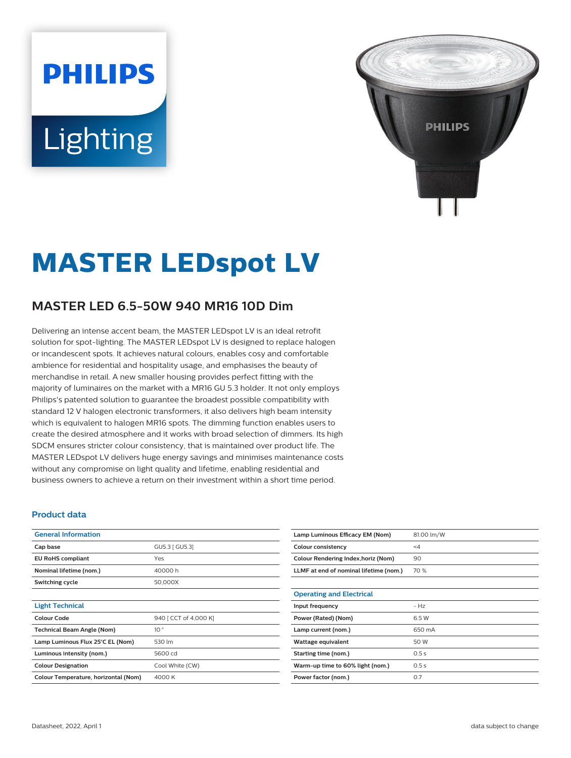# MASTER LEDspot LV

## MASTER LED 6.5-50W 940 MR16 10D Dim

Delivering an intense accent beam, the MASTER LEDspot LV is an ideal retrofit solution for spot-lighting. The MASTER LEDspot LV is designed to replace halogen or incandescent spots. It achieves natural colours, enables cosy and comfortable ambience for residential and hospitality usage, and emphasises the beauty of merchandise in retail. A new smaller housing provides perfect fitting with the majority of luminaires on the market with a MR16 GU 5.3 holder. It not only employs Philips's patented solution to guarantee the broadest possible compatibility with standard 12 V halogen electronic transformers, it also delivers high beam intensity which is equivalent to halogen MR16 spots. The dimming function enables users to create the desired atmosphere and it works with broad selection of dimmers. Its high SDCM ensures stricter colour consistency, that is maintained over product life. The MASTER LEDspot LV delivers huge energy savings and minimises maintenance costs without any compromise on light quality and lifetime, enabling residential and business owners to achieve a return on their investment within a short time period.

### Product data

| General Information | |
|---|---|
| Cap base | GU5.3 [ GU5.3] |
| EU RoHS compliant | Yes |
| Nominal lifetime (nom.) | 40000 h |
| Switching cycle | 50,000X |

| Light Technical | |
|---|---|
| Colour Code | 940 [ CCT of 4,000 K] |
| Technical Beam Angle (Nom) | 10 ° |
| Lamp Luminous Flux 25°C EL (Nom) | 530 lm |
| Luminous intensity (nom.) | 5600 cd |
| Colour Designation | Cool White (CW) |
| Colour Temperature, horizontal (Nom) | 4000 K |
| Lamp Luminous Efficacy EM (Nom) | 81.00 lm/W |
| Colour consistency | <4 |
| Colour Rendering Index,horiz (Nom) | 90 |
| LLMF at end of nominal lifetime (nom.) | 70 % |

| Operating and Electrical | |
|---|---|
| Input frequency | - Hz |
| Power (Rated) (Nom) | 6.5 W |
| Lamp current (nom.) | 650 mA |
| Wattage equivalent | 50 W |
| Starting time (nom.) | 0.5 s |
| Warm-up time to 60% light (nom.) | 0.5 s |
| Power factor (nom.) | 0.7 |

Datasheet, 2022, April 1 data subject to change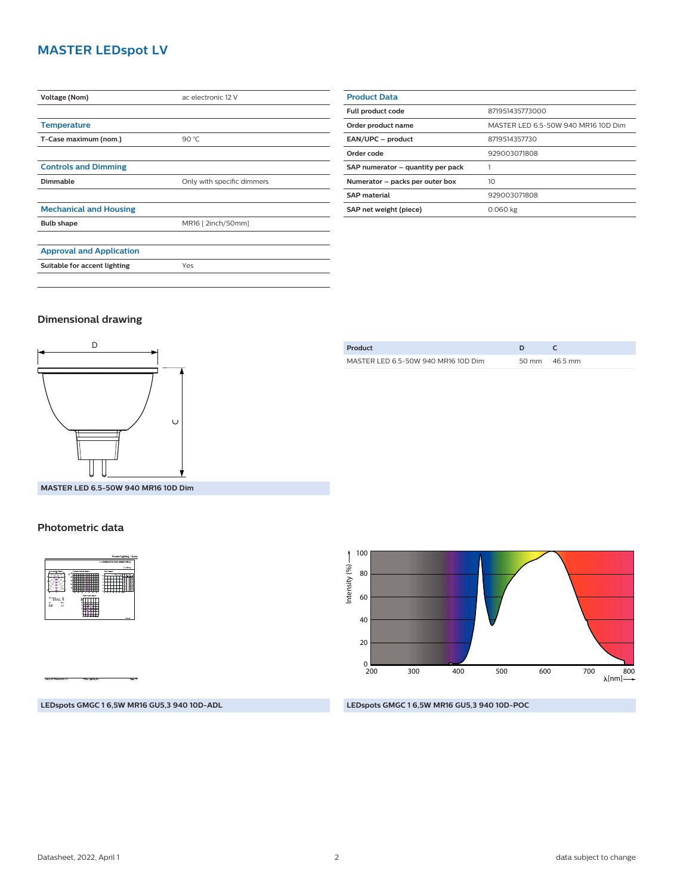## MASTER LEDspot LV

| | |
|---|---|
| **Voltage (Nom)** | ac electronic 12 V |

### Temperature

| | |
|---|---|
| **T-Case maximum (nom.)** | 90 °C |

### Controls and Dimming

| | |
|---|---|
| **Dimmable** | Only with specific dimmers |

### Mechanical and Housing

| | |
|---|---|
| **Bulb shape** | MR16 [ 2inch/50mm] |

### Approval and Application

| | |
|---|---|
| **Suitable for accent lighting** | Yes |

### Product Data

| | |
|---|---|
| **Full product code** | 871951435773000 |
| **Order product name** | MASTER LED 6.5-50W 940 MR16 10D Dim |
| **EAN/UPC – product** | 8719514357730 |
| **Order code** | 929003071808 |
| **SAP numerator – quantity per pack** | 1 |
| **Numerator – packs per outer box** | 10 |
| **SAP material** | 929003071808 |
| **SAP net weight (piece)** | 0.060 kg |

## Dimensional drawing

**MASTER LED 6.5-50W 940 MR16 10D Dim**

| Product | D | C |
|---|---|---|
| MASTER LED 6.5-50W 940 MR16 10D Dim | 50 mm | 46.5 mm |

## Photometric data

**LEDspots GMGC 1 6,5W MR16 GU5,3 940 10D-ADL**

**LEDspots GMGC 1 6,5W MR16 GU5,3 940 10D-POC**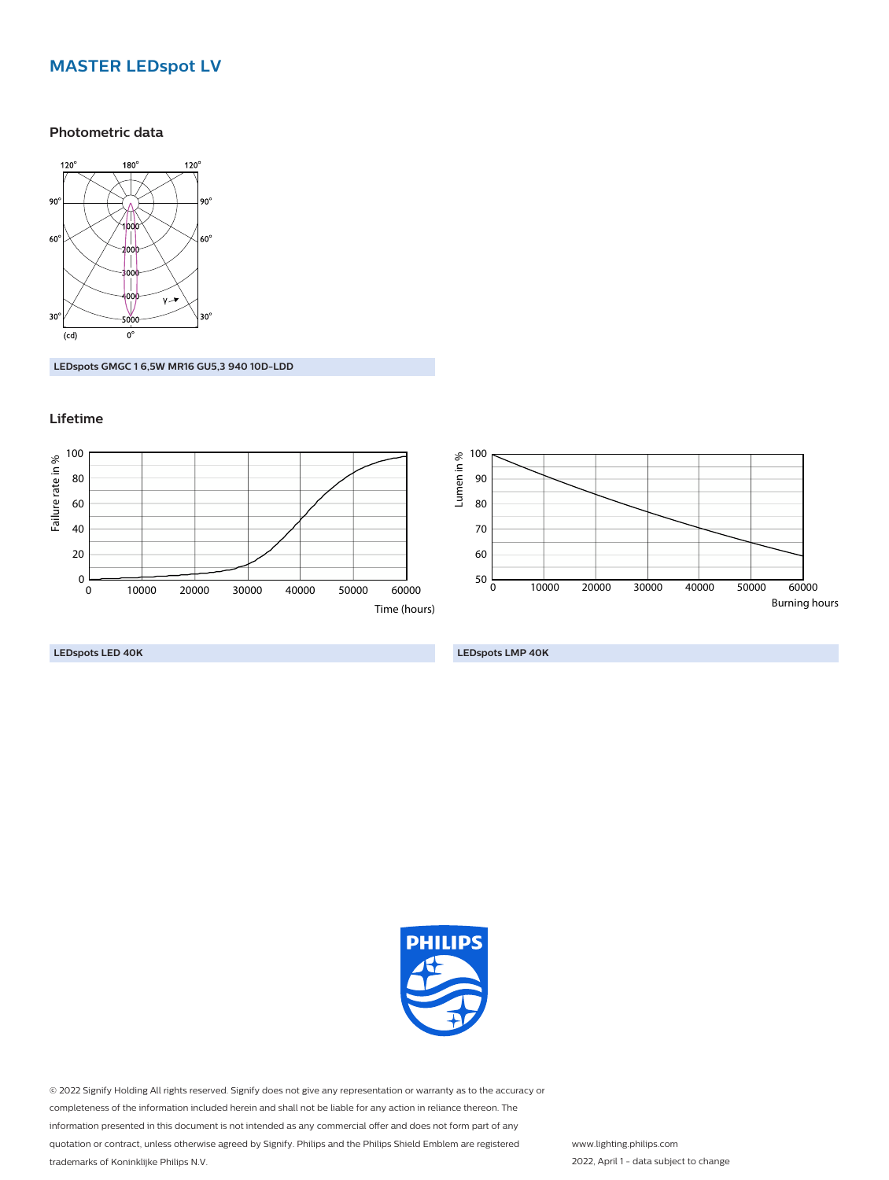# MASTER LEDspot LV

## Photometric data

120° 180° 120°
90° 90°
60° 60°
30° 30°
1000
2000
3000
4000
5000
γ
(cd) 0°

**LEDspots GMGC 1 6,5W MR16 GU5,3 940 10D-LDD**

## Lifetime

Failure rate in %
100
80
60
40
20
0
0 10000 20000 30000 40000 50000 60000
Time (hours)

**LEDspots LED 40K**

Lumen in %
100
90
80
70
60
50
0 10000 20000 30000 40000 50000 60000
Burning hours

**LEDspots LMP 40K**

© 2022 Signify Holding All rights reserved. Signify does not give any representation or warranty as to the accuracy or completeness of the information included herein and shall not be liable for any action in reliance thereon. The information presented in this document is not intended as any commercial offer and does not form part of any quotation or contract, unless otherwise agreed by Signify. Philips and the Philips Shield Emblem are registered trademarks of Koninklijke Philips N.V.

www.lighting.philips.com

2022, April 1 - data subject to change